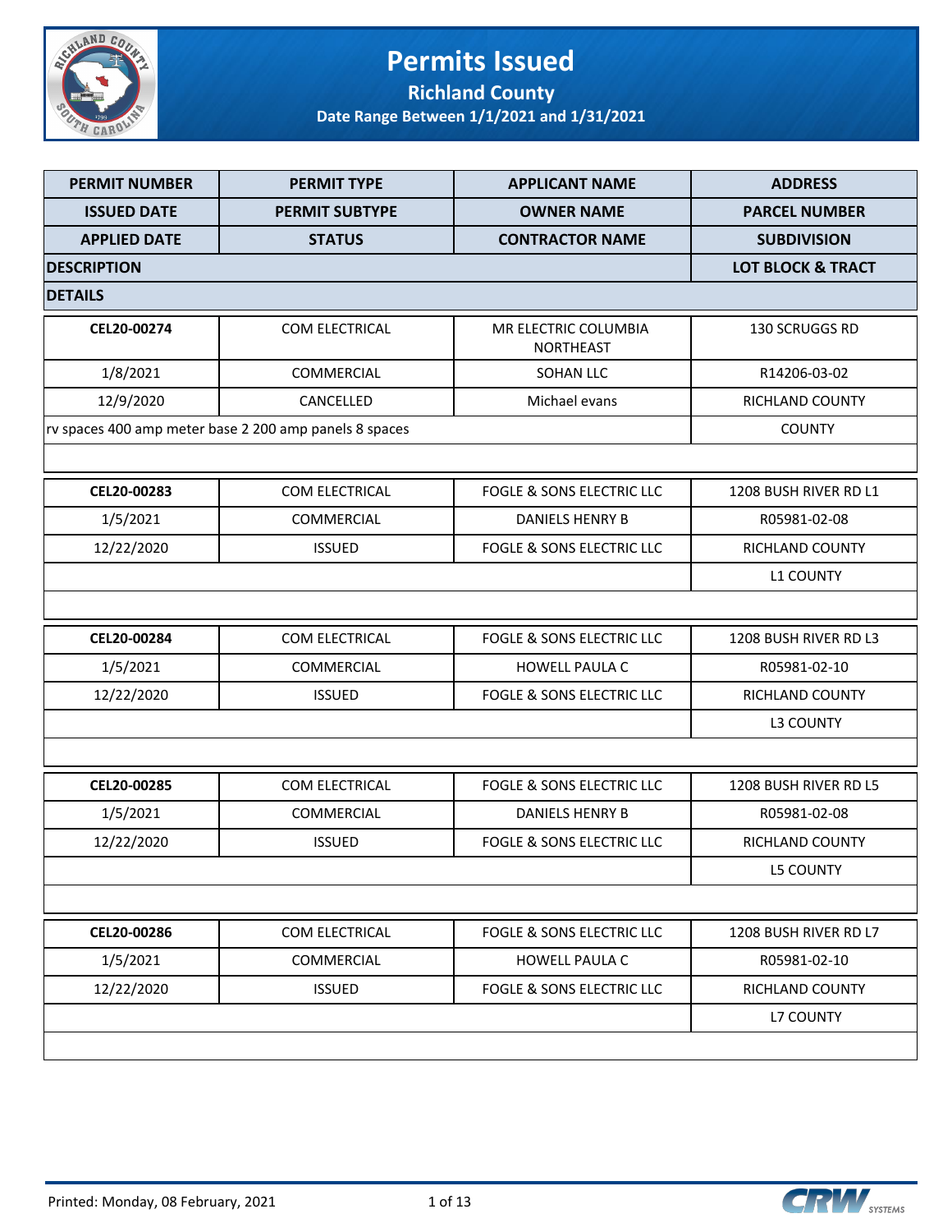# Permits Issued

## Richland County

### Date Range Between 1/1/2021 and 1/31/2021

| PERMIT NUMBER | PERMIT TYPE | APPLICANT NAME | ADDRESS |
|---|---|---|---|
| ISSUED DATE | PERMIT SUBTYPE | OWNER NAME | PARCEL NUMBER |
| APPLIED DATE | STATUS | CONTRACTOR NAME | SUBDIVISION |
| DESCRIPTION | | | LOT BLOCK & TRACT |
| DETAILS | | | |
| CEL20-00274 | COM ELECTRICAL | MR ELECTRIC COLUMBIA NORTHEAST | 130 SCRUGGS RD |
| 1/8/2021 | COMMERCIAL | SOHAN LLC | R14206-03-02 |
| 12/9/2020 | CANCELLED | Michael evans | RICHLAND COUNTY |
| rv spaces 400 amp meter base 2 200 amp panels 8 spaces | | | COUNTY |
| | | | |
| CEL20-00283 | COM ELECTRICAL | FOGLE & SONS ELECTRIC LLC | 1208 BUSH RIVER RD L1 |
| 1/5/2021 | COMMERCIAL | DANIELS HENRY B | R05981-02-08 |
| 12/22/2020 | ISSUED | FOGLE & SONS ELECTRIC LLC | RICHLAND COUNTY |
| | | | L1 COUNTY |
| | | | |
| CEL20-00284 | COM ELECTRICAL | FOGLE & SONS ELECTRIC LLC | 1208 BUSH RIVER RD L3 |
| 1/5/2021 | COMMERCIAL | HOWELL PAULA C | R05981-02-10 |
| 12/22/2020 | ISSUED | FOGLE & SONS ELECTRIC LLC | RICHLAND COUNTY |
| | | | L3 COUNTY |
| | | | |
| CEL20-00285 | COM ELECTRICAL | FOGLE & SONS ELECTRIC LLC | 1208 BUSH RIVER RD L5 |
| 1/5/2021 | COMMERCIAL | DANIELS HENRY B | R05981-02-08 |
| 12/22/2020 | ISSUED | FOGLE & SONS ELECTRIC LLC | RICHLAND COUNTY |
| | | | L5 COUNTY |
| | | | |
| CEL20-00286 | COM ELECTRICAL | FOGLE & SONS ELECTRIC LLC | 1208 BUSH RIVER RD L7 |
| 1/5/2021 | COMMERCIAL | HOWELL PAULA C | R05981-02-10 |
| 12/22/2020 | ISSUED | FOGLE & SONS ELECTRIC LLC | RICHLAND COUNTY |
| | | | L7 COUNTY |
| | | | |

Printed: Monday, 08 February, 2021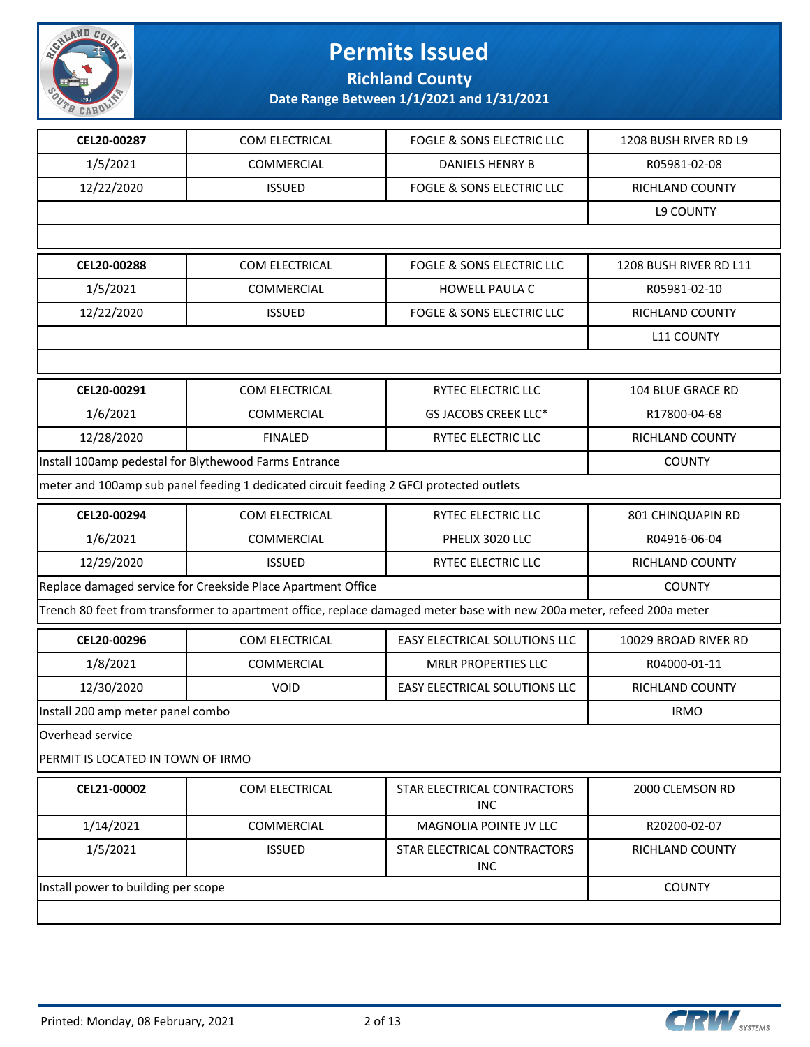# Permits Issued

## Richland County

### Date Range Between 1/1/2021 and 1/31/2021

| CEL20-00287 | COM ELECTRICAL | FOGLE & SONS ELECTRIC LLC | 1208 BUSH RIVER RD L9 |
|---|---|---|---|
| 1/5/2021 | COMMERCIAL | DANIELS HENRY B | R05981-02-08 |
| 12/22/2020 | ISSUED | FOGLE & SONS ELECTRIC LLC | RICHLAND COUNTY |
| | | | L9 COUNTY |

| CEL20-00288 | COM ELECTRICAL | FOGLE & SONS ELECTRIC LLC | 1208 BUSH RIVER RD L11 |
|---|---|---|---|
| 1/5/2021 | COMMERCIAL | HOWELL PAULA C | R05981-02-10 |
| 12/22/2020 | ISSUED | FOGLE & SONS ELECTRIC LLC | RICHLAND COUNTY |
| | | | L11 COUNTY |

| CEL20-00291 | COM ELECTRICAL | RYTEC ELECTRIC LLC | 104 BLUE GRACE RD |
|---|---|---|---|
| 1/6/2021 | COMMERCIAL | GS JACOBS CREEK LLC* | R17800-04-68 |
| 12/28/2020 | FINALED | RYTEC ELECTRIC LLC | RICHLAND COUNTY |
| Install 100amp pedestal for Blythewood Farms Entrance | | | COUNTY |
| meter and 100amp sub panel feeding 1 dedicated circuit feeding 2 GFCI protected outlets | | | |

| CEL20-00294 | COM ELECTRICAL | RYTEC ELECTRIC LLC | 801 CHINQUAPIN RD |
|---|---|---|---|
| 1/6/2021 | COMMERCIAL | PHELIX 3020 LLC | R04916-06-04 |
| 12/29/2020 | ISSUED | RYTEC ELECTRIC LLC | RICHLAND COUNTY |
| Replace damaged service for Creekside Place Apartment Office | | | COUNTY |
| Trench 80 feet from transformer to apartment office, replace damaged meter base with new 200a meter, refeed 200a meter | | | |

| CEL20-00296 | COM ELECTRICAL | EASY ELECTRICAL SOLUTIONS LLC | 10029 BROAD RIVER RD |
|---|---|---|---|
| 1/8/2021 | COMMERCIAL | MRLR PROPERTIES LLC | R04000-01-11 |
| 12/30/2020 | VOID | EASY ELECTRICAL SOLUTIONS LLC | RICHLAND COUNTY |
| Install 200 amp meter panel combo | | | IRMO |
| Overhead service<br>PERMIT IS LOCATED IN TOWN OF IRMO | | | |

| CEL21-00002 | COM ELECTRICAL | STAR ELECTRICAL CONTRACTORS INC | 2000 CLEMSON RD |
|---|---|---|---|
| 1/14/2021 | COMMERCIAL | MAGNOLIA POINTE JV LLC | R20200-02-07 |
| 1/5/2021 | ISSUED | STAR ELECTRICAL CONTRACTORS INC | RICHLAND COUNTY |
| Install power to building per scope | | | COUNTY |

Printed: Monday, 08 February, 2021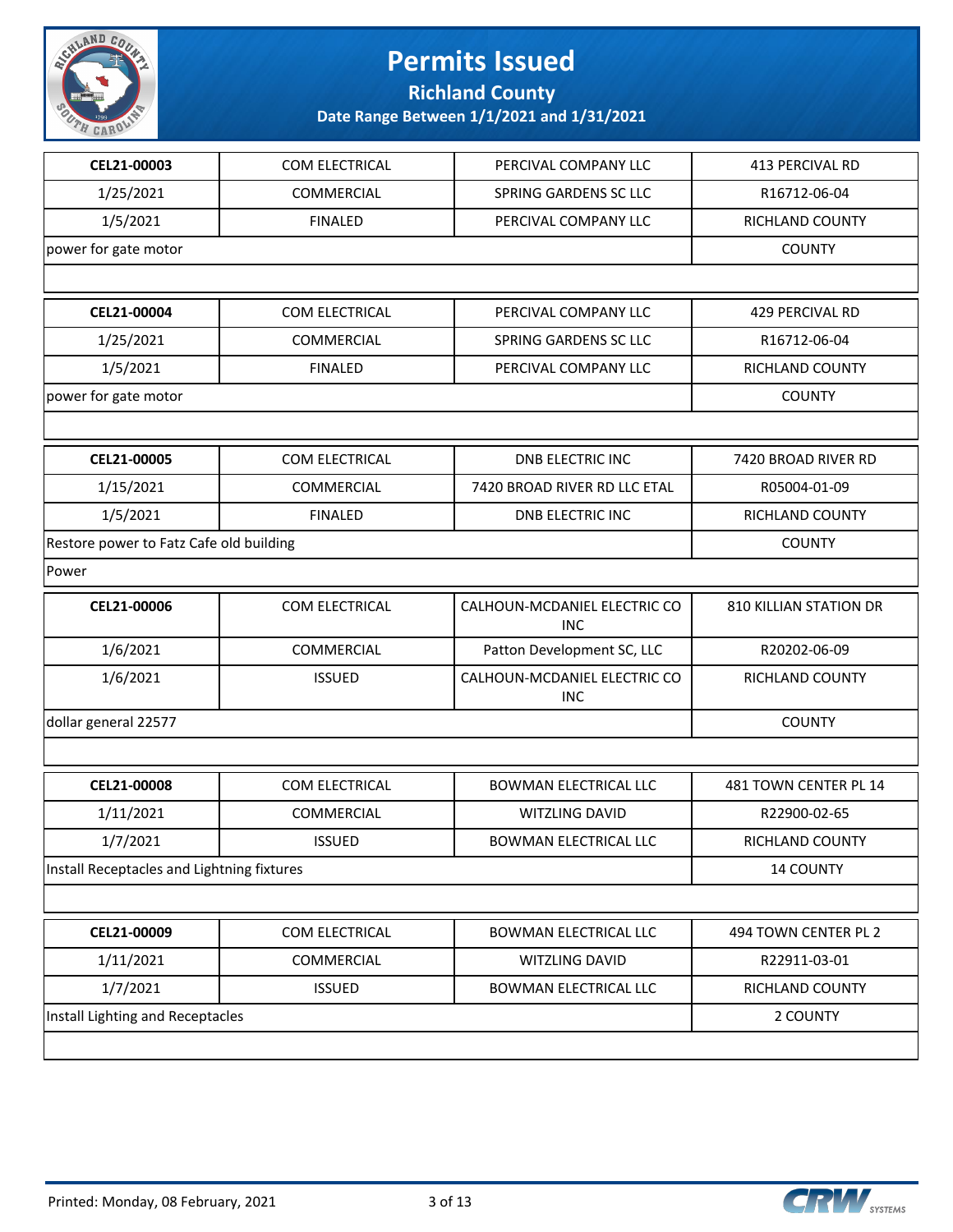# Permits Issued

## Richland County

### Date Range Between 1/1/2021 and 1/31/2021

| CEL21-00003 | COM ELECTRICAL | PERCIVAL COMPANY LLC | 413 PERCIVAL RD |
|---|---|---|---|
| 1/25/2021 | COMMERCIAL | SPRING GARDENS SC LLC | R16712-06-04 |
| 1/5/2021 | FINALED | PERCIVAL COMPANY LLC | RICHLAND COUNTY |
| power for gate motor | | | COUNTY |

| CEL21-00004 | COM ELECTRICAL | PERCIVAL COMPANY LLC | 429 PERCIVAL RD |
|---|---|---|---|
| 1/25/2021 | COMMERCIAL | SPRING GARDENS SC LLC | R16712-06-04 |
| 1/5/2021 | FINALED | PERCIVAL COMPANY LLC | RICHLAND COUNTY |
| power for gate motor | | | COUNTY |

| CEL21-00005 | COM ELECTRICAL | DNB ELECTRIC INC | 7420 BROAD RIVER RD |
|---|---|---|---|
| 1/15/2021 | COMMERCIAL | 7420 BROAD RIVER RD LLC ETAL | R05004-01-09 |
| 1/5/2021 | FINALED | DNB ELECTRIC INC | RICHLAND COUNTY |
| Restore power to Fatz Cafe old building | | | COUNTY |
| Power | | | |

| CEL21-00006 | COM ELECTRICAL | CALHOUN-MCDANIEL ELECTRIC CO INC | 810 KILLIAN STATION DR |
|---|---|---|---|
| 1/6/2021 | COMMERCIAL | Patton Development SC, LLC | R20202-06-09 |
| 1/6/2021 | ISSUED | CALHOUN-MCDANIEL ELECTRIC CO INC | RICHLAND COUNTY |
| dollar general 22577 | | | COUNTY |

| CEL21-00008 | COM ELECTRICAL | BOWMAN ELECTRICAL LLC | 481 TOWN CENTER PL 14 |
|---|---|---|---|
| 1/11/2021 | COMMERCIAL | WITZLING DAVID | R22900-02-65 |
| 1/7/2021 | ISSUED | BOWMAN ELECTRICAL LLC | RICHLAND COUNTY |
| Install Receptacles and Lightning fixtures | | | 14 COUNTY |

| CEL21-00009 | COM ELECTRICAL | BOWMAN ELECTRICAL LLC | 494 TOWN CENTER PL 2 |
|---|---|---|---|
| 1/11/2021 | COMMERCIAL | WITZLING DAVID | R22911-03-01 |
| 1/7/2021 | ISSUED | BOWMAN ELECTRICAL LLC | RICHLAND COUNTY |
| Install Lighting and Receptacles | | | 2 COUNTY |

Printed: Monday, 08 February, 2021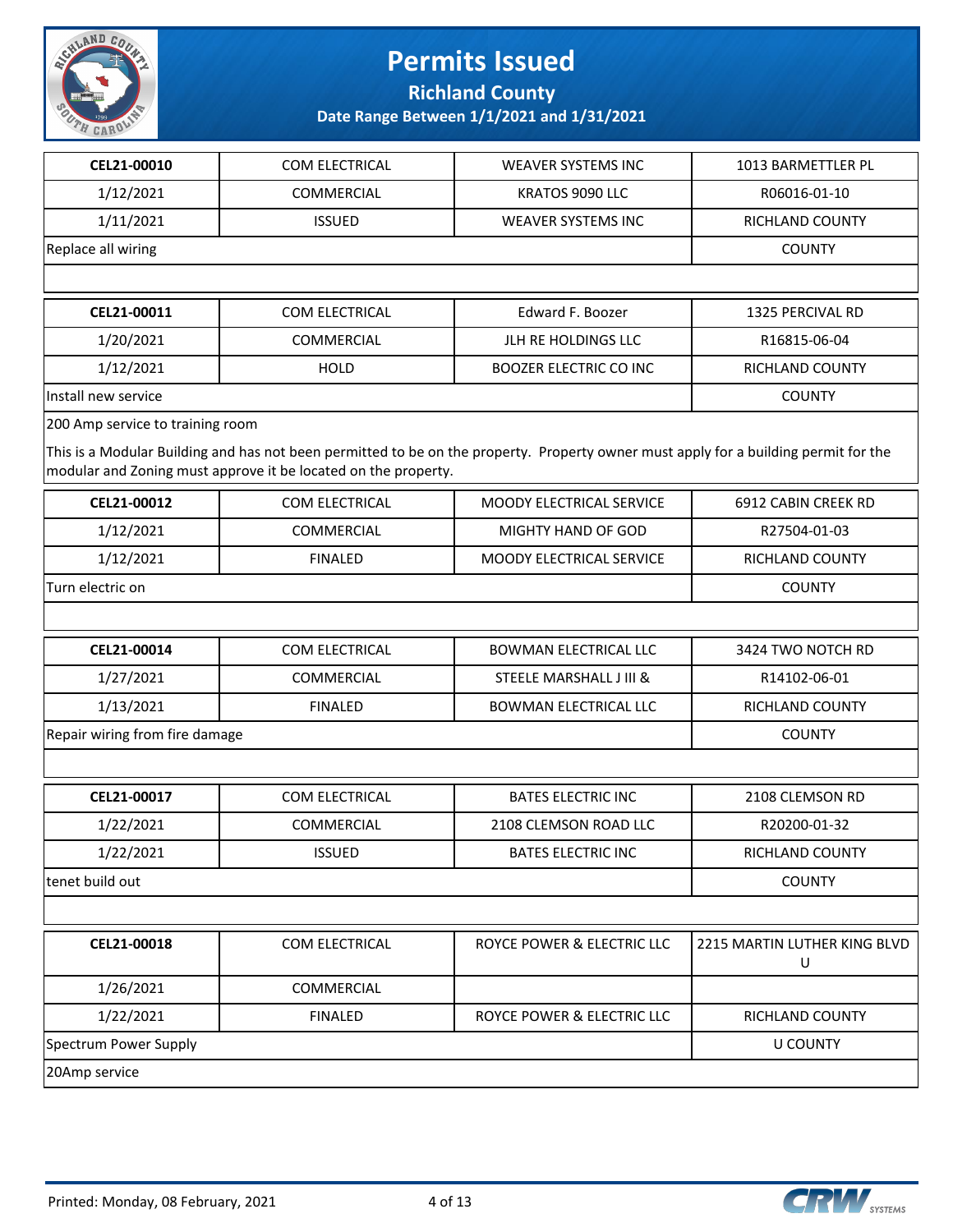# Permits Issued

## Richland County

**Date Range Between 1/1/2021 and 1/31/2021**

| CEL21-00010 | COM ELECTRICAL | WEAVER SYSTEMS INC | 1013 BARMETTLER PL |
|---|---|---|---|
| 1/12/2021 | COMMERCIAL | KRATOS 9090 LLC | R06016-01-10 |
| 1/11/2021 | ISSUED | WEAVER SYSTEMS INC | RICHLAND COUNTY |
| Replace all wiring | | | COUNTY |

| CEL21-00011 | COM ELECTRICAL | Edward F. Boozer | 1325 PERCIVAL RD |
|---|---|---|---|
| 1/20/2021 | COMMERCIAL | JLH RE HOLDINGS LLC | R16815-06-04 |
| 1/12/2021 | HOLD | BOOZER ELECTRIC CO INC | RICHLAND COUNTY |
| Install new service | | | COUNTY |

200 Amp service to training room

This is a Modular Building and has not been permitted to be on the property. Property owner must apply for a building permit for the modular and Zoning must approve it be located on the property.

| CEL21-00012 | COM ELECTRICAL | MOODY ELECTRICAL SERVICE | 6912 CABIN CREEK RD |
|---|---|---|---|
| 1/12/2021 | COMMERCIAL | MIGHTY HAND OF GOD | R27504-01-03 |
| 1/12/2021 | FINALED | MOODY ELECTRICAL SERVICE | RICHLAND COUNTY |
| Turn electric on | | | COUNTY |

| CEL21-00014 | COM ELECTRICAL | BOWMAN ELECTRICAL LLC | 3424 TWO NOTCH RD |
|---|---|---|---|
| 1/27/2021 | COMMERCIAL | STEELE MARSHALL J III & | R14102-06-01 |
| 1/13/2021 | FINALED | BOWMAN ELECTRICAL LLC | RICHLAND COUNTY |
| Repair wiring from fire damage | | | COUNTY |

| CEL21-00017 | COM ELECTRICAL | BATES ELECTRIC INC | 2108 CLEMSON RD |
|---|---|---|---|
| 1/22/2021 | COMMERCIAL | 2108 CLEMSON ROAD LLC | R20200-01-32 |
| 1/22/2021 | ISSUED | BATES ELECTRIC INC | RICHLAND COUNTY |
| tenet build out | | | COUNTY |

| CEL21-00018 | COM ELECTRICAL | ROYCE POWER & ELECTRIC LLC | 2215 MARTIN LUTHER KING BLVD U |
|---|---|---|---|
| 1/26/2021 | COMMERCIAL | | |
| 1/22/2021 | FINALED | ROYCE POWER & ELECTRIC LLC | RICHLAND COUNTY |
| Spectrum Power Supply | | | U COUNTY |

20Amp service

Printed: Monday, 08 February, 2021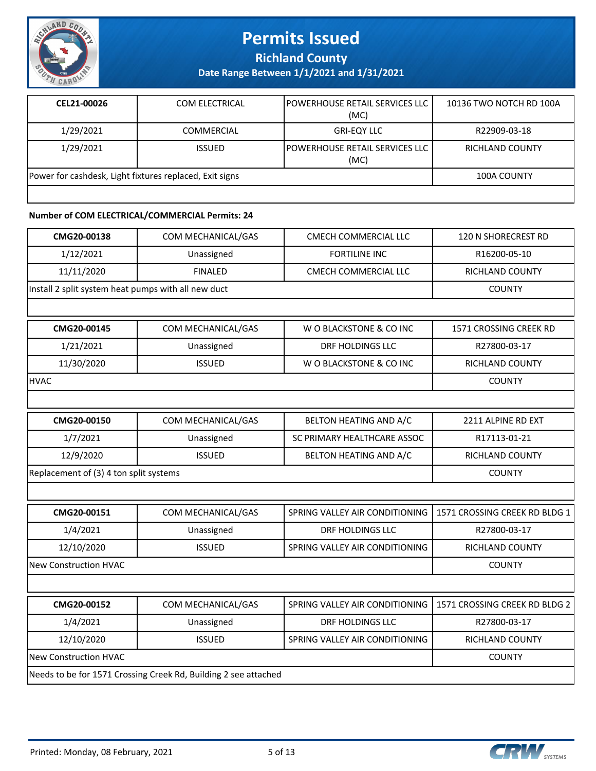# Permits Issued

**Richland County**

**Date Range Between 1/1/2021 and 1/31/2021**

| CEL21-00026 | COM ELECTRICAL | POWERHOUSE RETAIL SERVICES LLC (MC) | 10136 TWO NOTCH RD 100A |
|---|---|---|---|
| 1/29/2021 | COMMERCIAL | GRI-EQY LLC | R22909-03-18 |
| 1/29/2021 | ISSUED | POWERHOUSE RETAIL SERVICES LLC (MC) | RICHLAND COUNTY |
| Power for cashdesk, Light fixtures replaced, Exit signs | | | 100A COUNTY |
| | | | |

**Number of COM ELECTRICAL/COMMERCIAL Permits: 24**

| CMG20-00138 | COM MECHANICAL/GAS | CMECH COMMERCIAL LLC | 120 N SHORECREST RD |
|---|---|---|---|
| 1/12/2021 | Unassigned | FORTILINE INC | R16200-05-10 |
| 11/11/2020 | FINALED | CMECH COMMERCIAL LLC | RICHLAND COUNTY |
| Install 2 split system heat pumps with all new duct | | | COUNTY |
| | | | |

| CMG20-00145 | COM MECHANICAL/GAS | W O BLACKSTONE & CO INC | 1571 CROSSING CREEK RD |
|---|---|---|---|
| 1/21/2021 | Unassigned | DRF HOLDINGS LLC | R27800-03-17 |
| 11/30/2020 | ISSUED | W O BLACKSTONE & CO INC | RICHLAND COUNTY |
| HVAC | | | COUNTY |
| | | | |

| CMG20-00150 | COM MECHANICAL/GAS | BELTON HEATING AND A/C | 2211 ALPINE RD EXT |
|---|---|---|---|
| 1/7/2021 | Unassigned | SC PRIMARY HEALTHCARE ASSOC | R17113-01-21 |
| 12/9/2020 | ISSUED | BELTON HEATING AND A/C | RICHLAND COUNTY |
| Replacement of (3) 4 ton split systems | | | COUNTY |
| | | | |

| CMG20-00151 | COM MECHANICAL/GAS | SPRING VALLEY AIR CONDITIONING | 1571 CROSSING CREEK RD BLDG 1 |
|---|---|---|---|
| 1/4/2021 | Unassigned | DRF HOLDINGS LLC | R27800-03-17 |
| 12/10/2020 | ISSUED | SPRING VALLEY AIR CONDITIONING | RICHLAND COUNTY |
| New Construction HVAC | | | COUNTY |
| | | | |

| CMG20-00152 | COM MECHANICAL/GAS | SPRING VALLEY AIR CONDITIONING | 1571 CROSSING CREEK RD BLDG 2 |
|---|---|---|---|
| 1/4/2021 | Unassigned | DRF HOLDINGS LLC | R27800-03-17 |
| 12/10/2020 | ISSUED | SPRING VALLEY AIR CONDITIONING | RICHLAND COUNTY |
| New Construction HVAC | | | COUNTY |
| Needs to be for 1571 Crossing Creek Rd, Building 2 see attached | | | |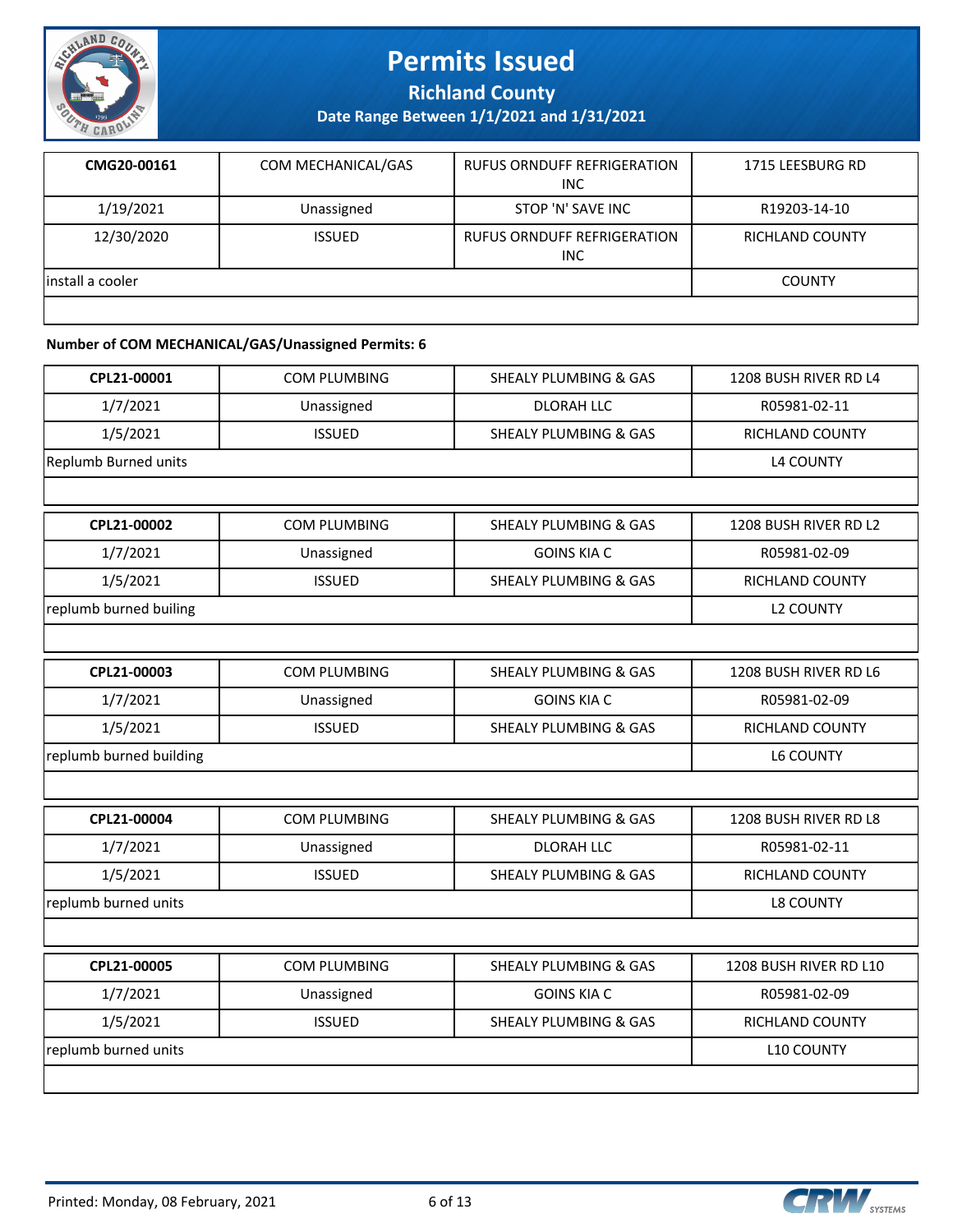# Permits Issued

## Richland County

### Date Range Between 1/1/2021 and 1/31/2021

| CMG20-00161 | COM MECHANICAL/GAS | RUFUS ORNDUFF REFRIGERATION INC | 1715 LEESBURG RD |
|---|---|---|---|
| 1/19/2021 | Unassigned | STOP 'N' SAVE INC | R19203-14-10 |
| 12/30/2020 | ISSUED | RUFUS ORNDUFF REFRIGERATION INC | RICHLAND COUNTY |
| install a cooler | | | COUNTY |

**Number of COM MECHANICAL/GAS/Unassigned Permits: 6**

| CPL21-00001 | COM PLUMBING | SHEALY PLUMBING & GAS | 1208 BUSH RIVER RD L4 |
|---|---|---|---|
| 1/7/2021 | Unassigned | DLORAH LLC | R05981-02-11 |
| 1/5/2021 | ISSUED | SHEALY PLUMBING & GAS | RICHLAND COUNTY |
| Replumb Burned units | | | L4 COUNTY |

| CPL21-00002 | COM PLUMBING | SHEALY PLUMBING & GAS | 1208 BUSH RIVER RD L2 |
|---|---|---|---|
| 1/7/2021 | Unassigned | GOINS KIA C | R05981-02-09 |
| 1/5/2021 | ISSUED | SHEALY PLUMBING & GAS | RICHLAND COUNTY |
| replumb burned builing | | | L2 COUNTY |

| CPL21-00003 | COM PLUMBING | SHEALY PLUMBING & GAS | 1208 BUSH RIVER RD L6 |
|---|---|---|---|
| 1/7/2021 | Unassigned | GOINS KIA C | R05981-02-09 |
| 1/5/2021 | ISSUED | SHEALY PLUMBING & GAS | RICHLAND COUNTY |
| replumb burned building | | | L6 COUNTY |

| CPL21-00004 | COM PLUMBING | SHEALY PLUMBING & GAS | 1208 BUSH RIVER RD L8 |
|---|---|---|---|
| 1/7/2021 | Unassigned | DLORAH LLC | R05981-02-11 |
| 1/5/2021 | ISSUED | SHEALY PLUMBING & GAS | RICHLAND COUNTY |
| replumb burned units | | | L8 COUNTY |

| CPL21-00005 | COM PLUMBING | SHEALY PLUMBING & GAS | 1208 BUSH RIVER RD L10 |
|---|---|---|---|
| 1/7/2021 | Unassigned | GOINS KIA C | R05981-02-09 |
| 1/5/2021 | ISSUED | SHEALY PLUMBING & GAS | RICHLAND COUNTY |
| replumb burned units | | | L10 COUNTY |

Printed: Monday, 08 February, 2021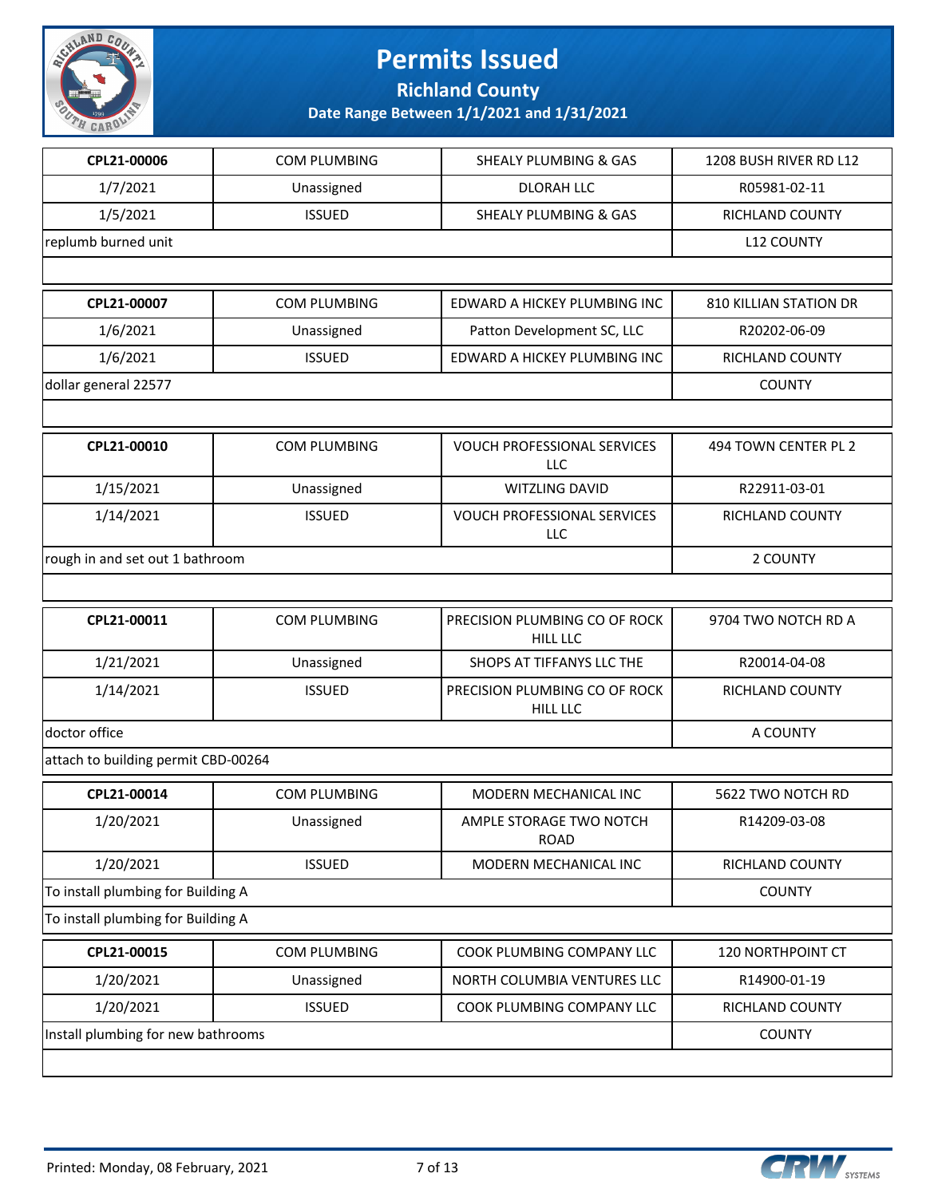# Permits Issued

## Richland County

### Date Range Between 1/1/2021 and 1/31/2021

| | | | |
|---|---|---|---|
| **CPL21-00006** | COM PLUMBING | SHEALY PLUMBING & GAS | 1208 BUSH RIVER RD L12 |
| 1/7/2021 | Unassigned | DLORAH LLC | R05981-02-11 |
| 1/5/2021 | ISSUED | SHEALY PLUMBING & GAS | RICHLAND COUNTY |
| replumb burned unit | | | L12 COUNTY |
| | | | |

| | | | |
|---|---|---|---|
| **CPL21-00007** | COM PLUMBING | EDWARD A HICKEY PLUMBING INC | 810 KILLIAN STATION DR |
| 1/6/2021 | Unassigned | Patton Development SC, LLC | R20202-06-09 |
| 1/6/2021 | ISSUED | EDWARD A HICKEY PLUMBING INC | RICHLAND COUNTY |
| dollar general 22577 | | | COUNTY |
| | | | |

| | | | |
|---|---|---|---|
| **CPL21-00010** | COM PLUMBING | VOUCH PROFESSIONAL SERVICES LLC | 494 TOWN CENTER PL 2 |
| 1/15/2021 | Unassigned | WITZLING DAVID | R22911-03-01 |
| 1/14/2021 | ISSUED | VOUCH PROFESSIONAL SERVICES LLC | RICHLAND COUNTY |
| rough in and set out 1 bathroom | | | 2 COUNTY |
| | | | |

| | | | |
|---|---|---|---|
| **CPL21-00011** | COM PLUMBING | PRECISION PLUMBING CO OF ROCK HILL LLC | 9704 TWO NOTCH RD A |
| 1/21/2021 | Unassigned | SHOPS AT TIFFANYS LLC THE | R20014-04-08 |
| 1/14/2021 | ISSUED | PRECISION PLUMBING CO OF ROCK HILL LLC | RICHLAND COUNTY |
| doctor office | | | A COUNTY |
| attach to building permit CBD-00264 | | | |

| | | | |
|---|---|---|---|
| **CPL21-00014** | COM PLUMBING | MODERN MECHANICAL INC | 5622 TWO NOTCH RD |
| 1/20/2021 | Unassigned | AMPLE STORAGE TWO NOTCH ROAD | R14209-03-08 |
| 1/20/2021 | ISSUED | MODERN MECHANICAL INC | RICHLAND COUNTY |
| To install plumbing for Building A | | | COUNTY |
| To install plumbing for Building A | | | |

| | | | |
|---|---|---|---|
| **CPL21-00015** | COM PLUMBING | COOK PLUMBING COMPANY LLC | 120 NORTHPOINT CT |
| 1/20/2021 | Unassigned | NORTH COLUMBIA VENTURES LLC | R14900-01-19 |
| 1/20/2021 | ISSUED | COOK PLUMBING COMPANY LLC | RICHLAND COUNTY |
| Install plumbing for new bathrooms | | | COUNTY |
| | | | |

Printed: Monday, 08 February, 2021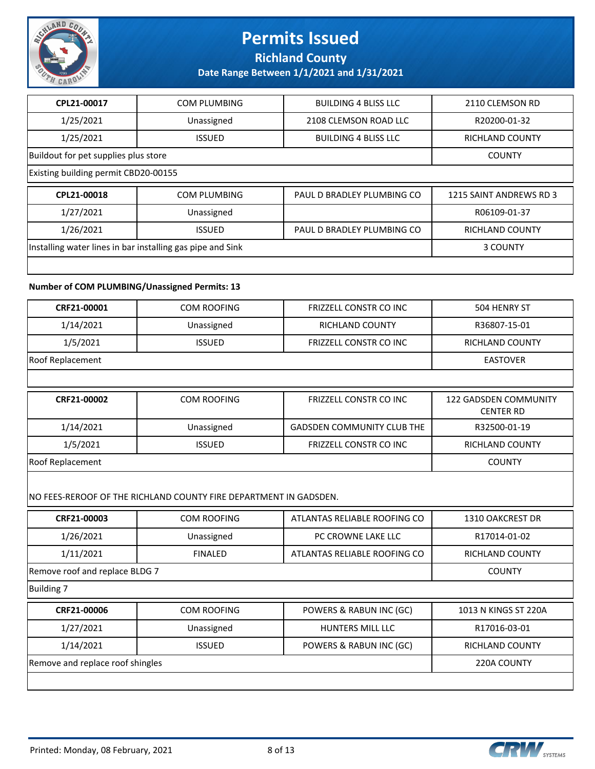# Permits Issued

## Richland County

### Date Range Between 1/1/2021 and 1/31/2021

| CPL21-00017 | COM PLUMBING | BUILDING 4 BLISS LLC | 2110 CLEMSON RD |
|---|---|---|---|
| 1/25/2021 | Unassigned | 2108 CLEMSON ROAD LLC | R20200-01-32 |
| 1/25/2021 | ISSUED | BUILDING 4 BLISS LLC | RICHLAND COUNTY |
| Buildout for pet supplies plus store | | | COUNTY |
| Existing building permit CBD20-00155 | | | |

| CPL21-00018 | COM PLUMBING | PAUL D BRADLEY PLUMBING CO | 1215 SAINT ANDREWS RD 3 |
|---|---|---|---|
| 1/27/2021 | Unassigned | | R06109-01-37 |
| 1/26/2021 | ISSUED | PAUL D BRADLEY PLUMBING CO | RICHLAND COUNTY |
| Installing water lines in bar installing gas pipe and Sink | | | 3 COUNTY |

**Number of COM PLUMBING/Unassigned Permits: 13**

| CRF21-00001 | COM ROOFING | FRIZZELL CONSTR CO INC | 504 HENRY ST |
|---|---|---|---|
| 1/14/2021 | Unassigned | RICHLAND COUNTY | R36807-15-01 |
| 1/5/2021 | ISSUED | FRIZZELL CONSTR CO INC | RICHLAND COUNTY |
| Roof Replacement | | | EASTOVER |

| CRF21-00002 | COM ROOFING | FRIZZELL CONSTR CO INC | 122 GADSDEN COMMUNITY CENTER RD |
|---|---|---|---|
| 1/14/2021 | Unassigned | GADSDEN COMMUNITY CLUB THE | R32500-01-19 |
| 1/5/2021 | ISSUED | FRIZZELL CONSTR CO INC | RICHLAND COUNTY |
| Roof Replacement | | | COUNTY |
| NO FEES-REROOF OF THE RICHLAND COUNTY FIRE DEPARTMENT IN GADSDEN. | | | |

| CRF21-00003 | COM ROOFING | ATLANTAS RELIABLE ROOFING CO | 1310 OAKCREST DR |
|---|---|---|---|
| 1/26/2021 | Unassigned | PC CROWNE LAKE LLC | R17014-01-02 |
| 1/11/2021 | FINALED | ATLANTAS RELIABLE ROOFING CO | RICHLAND COUNTY |
| Remove roof and replace BLDG 7 | | | COUNTY |
| Building 7 | | | |

| CRF21-00006 | COM ROOFING | POWERS & RABUN INC (GC) | 1013 N KINGS ST 220A |
|---|---|---|---|
| 1/27/2021 | Unassigned | HUNTERS MILL LLC | R17016-03-01 |
| 1/14/2021 | ISSUED | POWERS & RABUN INC (GC) | RICHLAND COUNTY |
| Remove and replace roof shingles | | | 220A COUNTY |

Printed: Monday, 08 February, 2021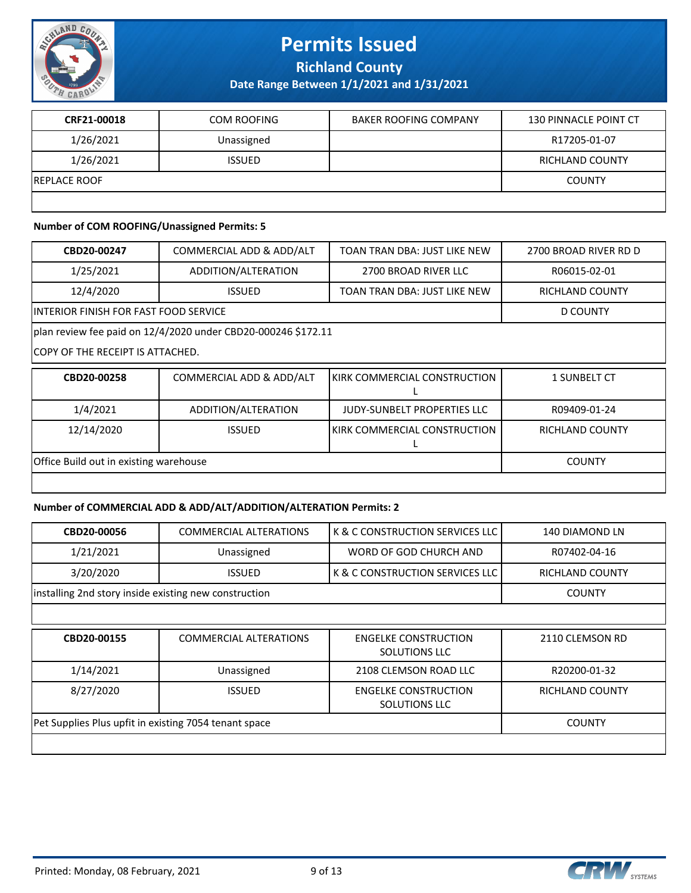# Permits Issued

## Richland County

### Date Range Between 1/1/2021 and 1/31/2021

| CRF21-00018 | COM ROOFING | BAKER ROOFING COMPANY | 130 PINNACLE POINT CT |
|---|---|---|---|
| 1/26/2021 | Unassigned | | R17205-01-07 |
| 1/26/2021 | ISSUED | | RICHLAND COUNTY |
| REPLACE ROOF | | | COUNTY |

**Number of COM ROOFING/Unassigned Permits: 5**

| CBD20-00247 | COMMERCIAL ADD & ADD/ALT | TOAN TRAN DBA: JUST LIKE NEW | 2700 BROAD RIVER RD D |
|---|---|---|---|
| 1/25/2021 | ADDITION/ALTERATION | 2700 BROAD RIVER LLC | R06015-02-01 |
| 12/4/2020 | ISSUED | TOAN TRAN DBA: JUST LIKE NEW | RICHLAND COUNTY |
| INTERIOR FINISH FOR FAST FOOD SERVICE | | | D COUNTY |

plan review fee paid on 12/4/2020 under CBD20-000246 $172.11

COPY OF THE RECEIPT IS ATTACHED.

| CBD20-00258 | COMMERCIAL ADD & ADD/ALT | KIRK COMMERCIAL CONSTRUCTION L | 1 SUNBELT CT |
|---|---|---|---|
| 1/4/2021 | ADDITION/ALTERATION | JUDY-SUNBELT PROPERTIES LLC | R09409-01-24 |
| 12/14/2020 | ISSUED | KIRK COMMERCIAL CONSTRUCTION L | RICHLAND COUNTY |
| Office Build out in existing warehouse | | | COUNTY |

**Number of COMMERCIAL ADD & ADD/ALT/ADDITION/ALTERATION Permits: 2**

| CBD20-00056 | COMMERCIAL ALTERATIONS | K & C CONSTRUCTION SERVICES LLC | 140 DIAMOND LN |
|---|---|---|---|
| 1/21/2021 | Unassigned | WORD OF GOD CHURCH AND | R07402-04-16 |
| 3/20/2020 | ISSUED | K & C CONSTRUCTION SERVICES LLC | RICHLAND COUNTY |
| installing 2nd story inside existing new construction | | | COUNTY |

| CBD20-00155 | COMMERCIAL ALTERATIONS | ENGELKE CONSTRUCTION SOLUTIONS LLC | 2110 CLEMSON RD |
|---|---|---|---|
| 1/14/2021 | Unassigned | 2108 CLEMSON ROAD LLC | R20200-01-32 |
| 8/27/2020 | ISSUED | ENGELKE CONSTRUCTION SOLUTIONS LLC | RICHLAND COUNTY |
| Pet Supplies Plus upfit in existing 7054 tenant space | | | COUNTY |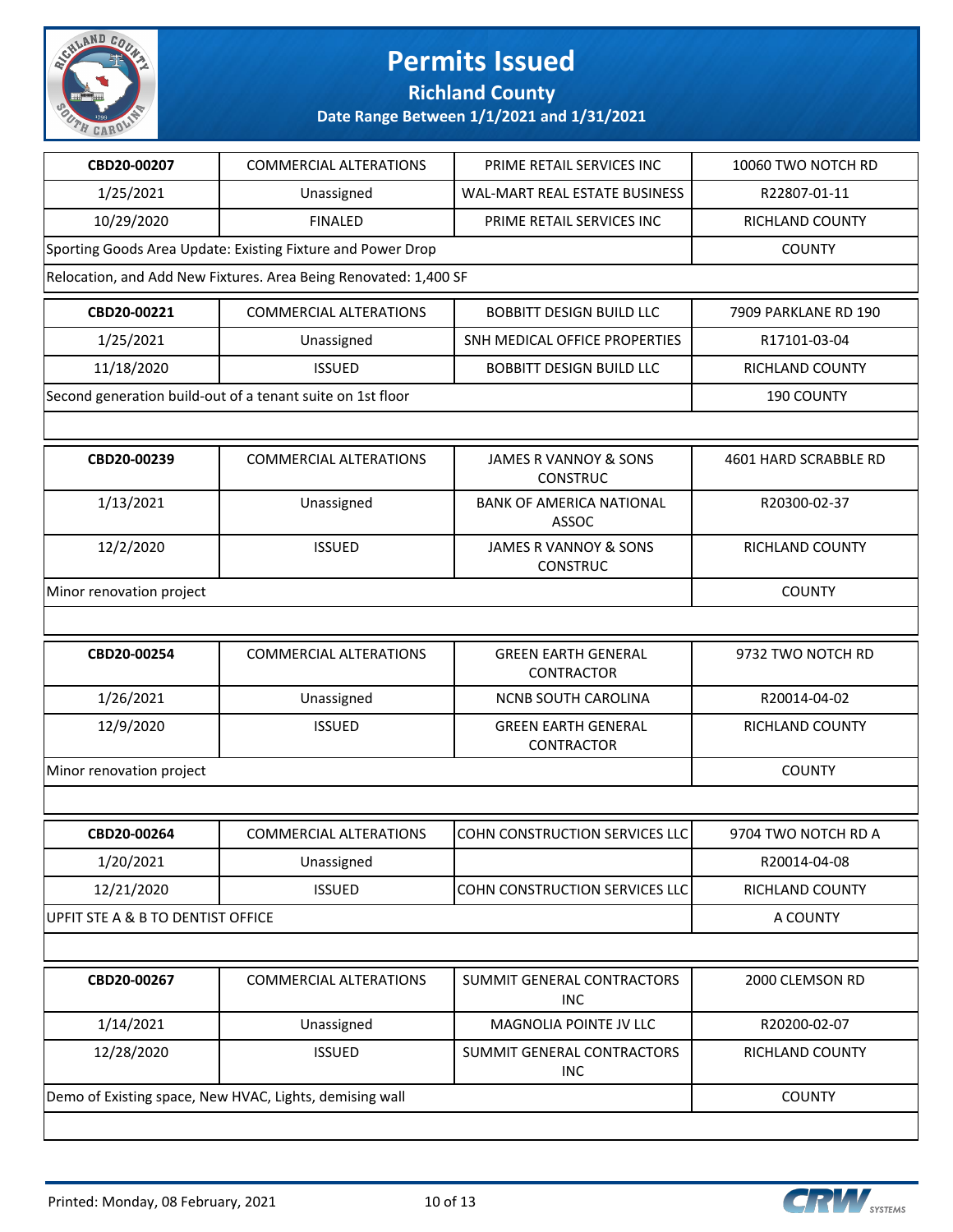# Permits Issued

## Richland County

### Date Range Between 1/1/2021 and 1/31/2021

| CBD20-00207 | COMMERCIAL ALTERATIONS | PRIME RETAIL SERVICES INC | 10060 TWO NOTCH RD |
|---|---|---|---|
| 1/25/2021 | Unassigned | WAL-MART REAL ESTATE BUSINESS | R22807-01-11 |
| 10/29/2020 | FINALED | PRIME RETAIL SERVICES INC | RICHLAND COUNTY |
| Sporting Goods Area Update: Existing Fixture and Power Drop | | | COUNTY |
| Relocation, and Add New Fixtures. Area Being Renovated: 1,400 SF | | | |

| CBD20-00221 | COMMERCIAL ALTERATIONS | BOBBITT DESIGN BUILD LLC | 7909 PARKLANE RD 190 |
|---|---|---|---|
| 1/25/2021 | Unassigned | SNH MEDICAL OFFICE PROPERTIES | R17101-03-04 |
| 11/18/2020 | ISSUED | BOBBITT DESIGN BUILD LLC | RICHLAND COUNTY |
| Second generation build-out of a tenant suite on 1st floor | | | 190 COUNTY |

| CBD20-00239 | COMMERCIAL ALTERATIONS | JAMES R VANNOY & SONS CONSTRUC | 4601 HARD SCRABBLE RD |
|---|---|---|---|
| 1/13/2021 | Unassigned | BANK OF AMERICA NATIONAL ASSOC | R20300-02-37 |
| 12/2/2020 | ISSUED | JAMES R VANNOY & SONS CONSTRUC | RICHLAND COUNTY |
| Minor renovation project | | | COUNTY |

| CBD20-00254 | COMMERCIAL ALTERATIONS | GREEN EARTH GENERAL CONTRACTOR | 9732 TWO NOTCH RD |
|---|---|---|---|
| 1/26/2021 | Unassigned | NCNB SOUTH CAROLINA | R20014-04-02 |
| 12/9/2020 | ISSUED | GREEN EARTH GENERAL CONTRACTOR | RICHLAND COUNTY |
| Minor renovation project | | | COUNTY |

| CBD20-00264 | COMMERCIAL ALTERATIONS | COHN CONSTRUCTION SERVICES LLC | 9704 TWO NOTCH RD A |
|---|---|---|---|
| 1/20/2021 | Unassigned | | R20014-04-08 |
| 12/21/2020 | ISSUED | COHN CONSTRUCTION SERVICES LLC | RICHLAND COUNTY |
| UPFIT STE A & B TO DENTIST OFFICE | | | A COUNTY |

| CBD20-00267 | COMMERCIAL ALTERATIONS | SUMMIT GENERAL CONTRACTORS INC | 2000 CLEMSON RD |
|---|---|---|---|
| 1/14/2021 | Unassigned | MAGNOLIA POINTE JV LLC | R20200-02-07 |
| 12/28/2020 | ISSUED | SUMMIT GENERAL CONTRACTORS INC | RICHLAND COUNTY |
| Demo of Existing space, New HVAC, Lights, demising wall | | | COUNTY |

Printed: Monday, 08 February, 2021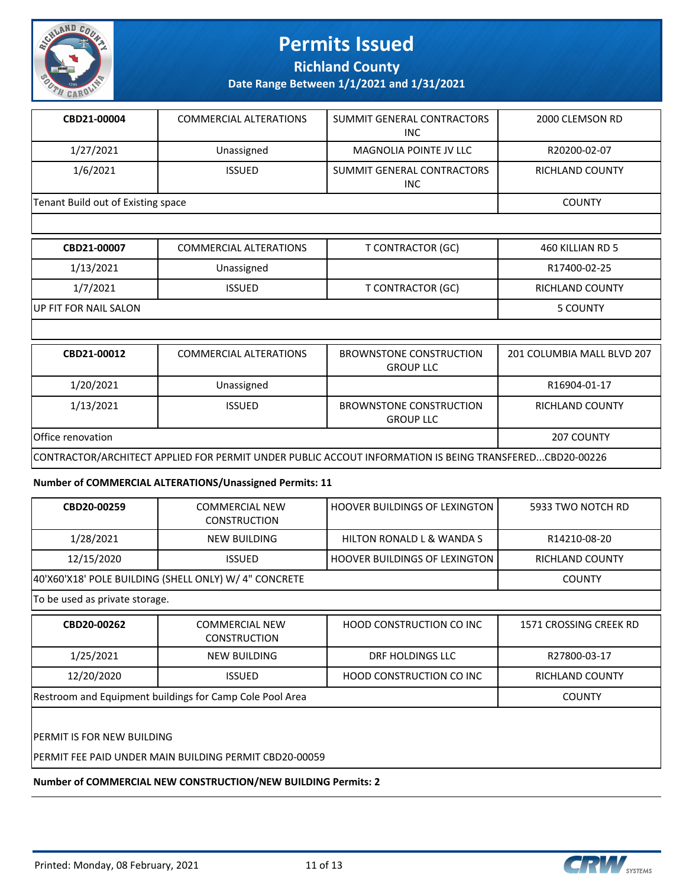# Permits Issued

**Richland County**

**Date Range Between 1/1/2021 and 1/31/2021**

| CBD21-00004 | COMMERCIAL ALTERATIONS | SUMMIT GENERAL CONTRACTORS INC | 2000 CLEMSON RD |
|---|---|---|---|
| 1/27/2021 | Unassigned | MAGNOLIA POINTE JV LLC | R20200-02-07 |
| 1/6/2021 | ISSUED | SUMMIT GENERAL CONTRACTORS INC | RICHLAND COUNTY |
| Tenant Build out of Existing space | | | COUNTY |

| CBD21-00007 | COMMERCIAL ALTERATIONS | T CONTRACTOR (GC) | 460 KILLIAN RD 5 |
|---|---|---|---|
| 1/13/2021 | Unassigned | | R17400-02-25 |
| 1/7/2021 | ISSUED | T CONTRACTOR (GC) | RICHLAND COUNTY |
| UP FIT FOR NAIL SALON | | | 5 COUNTY |

| CBD21-00012 | COMMERCIAL ALTERATIONS | BROWNSTONE CONSTRUCTION GROUP LLC | 201 COLUMBIA MALL BLVD 207 |
|---|---|---|---|
| 1/20/2021 | Unassigned | | R16904-01-17 |
| 1/13/2021 | ISSUED | BROWNSTONE CONSTRUCTION GROUP LLC | RICHLAND COUNTY |
| Office renovation | | | 207 COUNTY |
| CONTRACTOR/ARCHITECT APPLIED FOR PERMIT UNDER PUBLIC ACCOUT INFORMATION IS BEING TRANSFERED...CBD20-00226 | | | |

**Number of COMMERCIAL ALTERATIONS/Unassigned Permits: 11**

| CBD20-00259 | COMMERCIAL NEW CONSTRUCTION | HOOVER BUILDINGS OF LEXINGTON | 5933 TWO NOTCH RD |
|---|---|---|---|
| 1/28/2021 | NEW BUILDING | HILTON RONALD L & WANDA S | R14210-08-20 |
| 12/15/2020 | ISSUED | HOOVER BUILDINGS OF LEXINGTON | RICHLAND COUNTY |
| 40'X60'X18' POLE BUILDING (SHELL ONLY) W/ 4" CONCRETE | | | COUNTY |
| To be used as private storage. | | | |

| CBD20-00262 | COMMERCIAL NEW CONSTRUCTION | HOOD CONSTRUCTION CO INC | 1571 CROSSING CREEK RD |
|---|---|---|---|
| 1/25/2021 | NEW BUILDING | DRF HOLDINGS LLC | R27800-03-17 |
| 12/20/2020 | ISSUED | HOOD CONSTRUCTION CO INC | RICHLAND COUNTY |
| Restroom and Equipment buildings for Camp Cole Pool Area | | | COUNTY |
| PERMIT IS FOR NEW BUILDING<br>PERMIT FEE PAID UNDER MAIN BUILDING PERMIT CBD20-00059 | | | |

**Number of COMMERCIAL NEW CONSTRUCTION/NEW BUILDING Permits: 2**

Printed: Monday, 08 February, 2021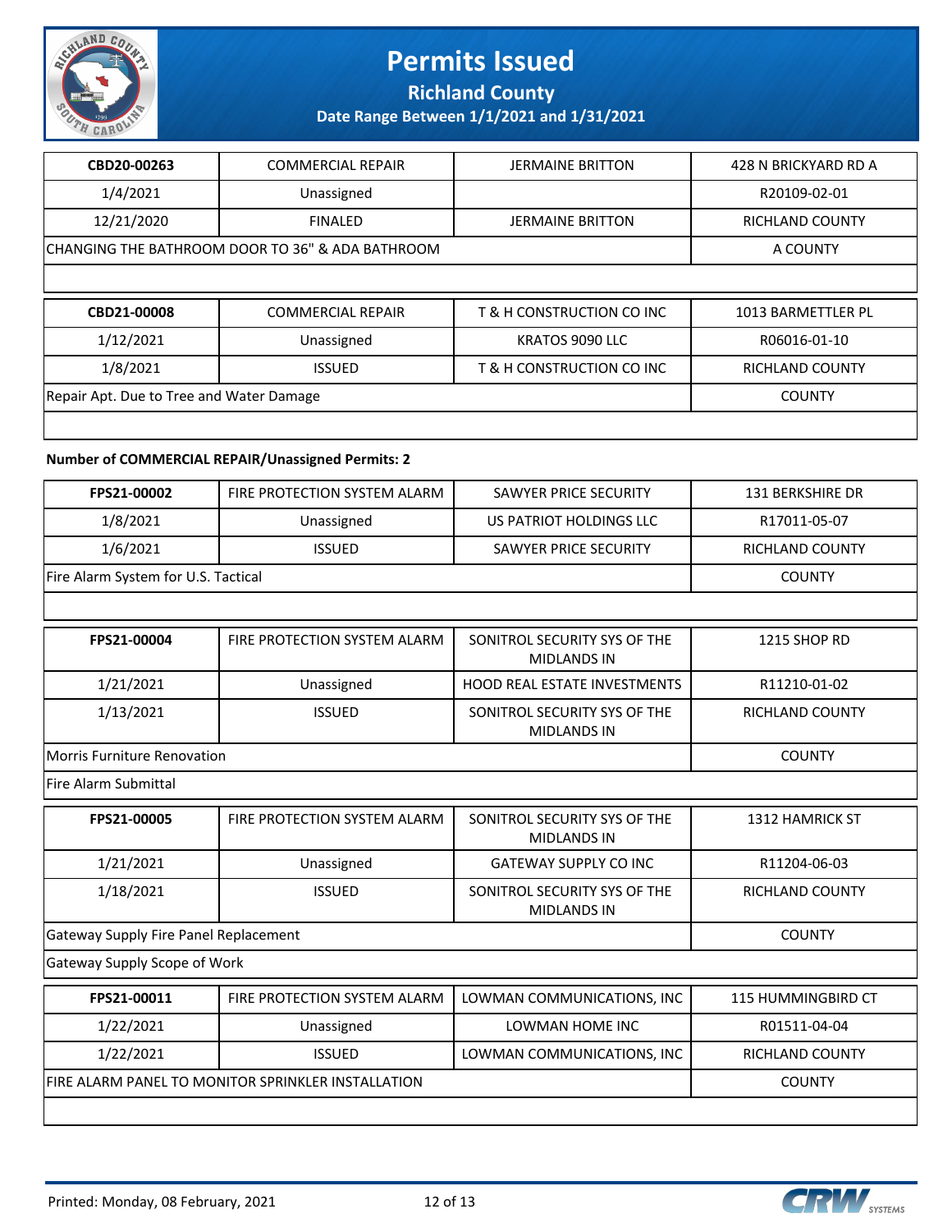# Permits Issued

**Richland County**

**Date Range Between 1/1/2021 and 1/31/2021**

| CBD20-00263 | COMMERCIAL REPAIR | JERMAINE BRITTON | 428 N BRICKYARD RD A |
|---|---|---|---|
| 1/4/2021 | Unassigned | | R20109-02-01 |
| 12/21/2020 | FINALED | JERMAINE BRITTON | RICHLAND COUNTY |
| CHANGING THE BATHROOM DOOR TO 36" & ADA BATHROOM | | | A COUNTY |

| CBD21-00008 | COMMERCIAL REPAIR | T & H CONSTRUCTION CO INC | 1013 BARMETTLER PL |
|---|---|---|---|
| 1/12/2021 | Unassigned | KRATOS 9090 LLC | R06016-01-10 |
| 1/8/2021 | ISSUED | T & H CONSTRUCTION CO INC | RICHLAND COUNTY |
| Repair Apt. Due to Tree and Water Damage | | | COUNTY |

**Number of COMMERCIAL REPAIR/Unassigned Permits: 2**

| FPS21-00002 | FIRE PROTECTION SYSTEM ALARM | SAWYER PRICE SECURITY | 131 BERKSHIRE DR |
|---|---|---|---|
| 1/8/2021 | Unassigned | US PATRIOT HOLDINGS LLC | R17011-05-07 |
| 1/6/2021 | ISSUED | SAWYER PRICE SECURITY | RICHLAND COUNTY |
| Fire Alarm System for U.S. Tactical | | | COUNTY |

| FPS21-00004 | FIRE PROTECTION SYSTEM ALARM | SONITROL SECURITY SYS OF THE MIDLANDS IN | 1215 SHOP RD |
|---|---|---|---|
| 1/21/2021 | Unassigned | HOOD REAL ESTATE INVESTMENTS | R11210-01-02 |
| 1/13/2021 | ISSUED | SONITROL SECURITY SYS OF THE MIDLANDS IN | RICHLAND COUNTY |
| Morris Furniture Renovation | | | COUNTY |
| Fire Alarm Submittal | | | |

| FPS21-00005 | FIRE PROTECTION SYSTEM ALARM | SONITROL SECURITY SYS OF THE MIDLANDS IN | 1312 HAMRICK ST |
|---|---|---|---|
| 1/21/2021 | Unassigned | GATEWAY SUPPLY CO INC | R11204-06-03 |
| 1/18/2021 | ISSUED | SONITROL SECURITY SYS OF THE MIDLANDS IN | RICHLAND COUNTY |
| Gateway Supply Fire Panel Replacement | | | COUNTY |
| Gateway Supply Scope of Work | | | |

| FPS21-00011 | FIRE PROTECTION SYSTEM ALARM | LOWMAN COMMUNICATIONS, INC | 115 HUMMINGBIRD CT |
|---|---|---|---|
| 1/22/2021 | Unassigned | LOWMAN HOME INC | R01511-04-04 |
| 1/22/2021 | ISSUED | LOWMAN COMMUNICATIONS, INC | RICHLAND COUNTY |
| FIRE ALARM PANEL TO MONITOR SPRINKLER INSTALLATION | | | COUNTY |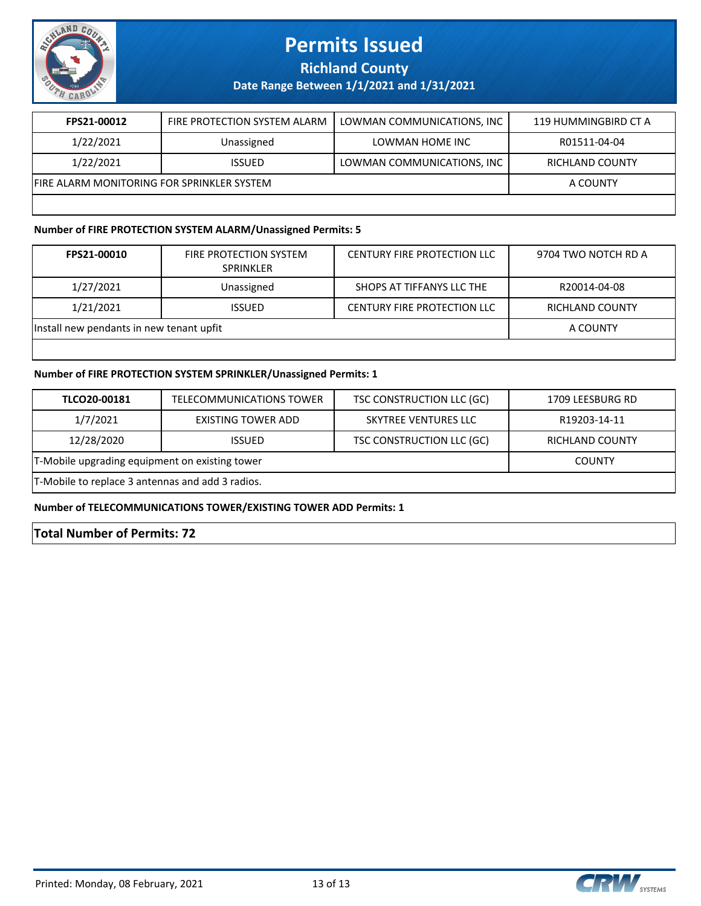# Permits Issued

## Richland County

### Date Range Between 1/1/2021 and 1/31/2021

| | | | |
|---|---|---|---|
| **FPS21-00012** | FIRE PROTECTION SYSTEM ALARM | LOWMAN COMMUNICATIONS, INC | 119 HUMMINGBIRD CT A |
| 1/22/2021 | Unassigned | LOWMAN HOME INC | R01511-04-04 |
| 1/22/2021 | ISSUED | LOWMAN COMMUNICATIONS, INC | RICHLAND COUNTY |
| FIRE ALARM MONITORING FOR SPRINKLER SYSTEM | | | A COUNTY |
| | | | |

**Number of FIRE PROTECTION SYSTEM ALARM/Unassigned Permits: 5**

| | | | |
|---|---|---|---|
| **FPS21-00010** | FIRE PROTECTION SYSTEM SPRINKLER | CENTURY FIRE PROTECTION LLC | 9704 TWO NOTCH RD A |
| 1/27/2021 | Unassigned | SHOPS AT TIFFANYS LLC THE | R20014-04-08 |
| 1/21/2021 | ISSUED | CENTURY FIRE PROTECTION LLC | RICHLAND COUNTY |
| Install new pendants in new tenant upfit | | | A COUNTY |
| | | | |

**Number of FIRE PROTECTION SYSTEM SPRINKLER/Unassigned Permits: 1**

| | | | |
|---|---|---|---|
| **TLCO20-00181** | TELECOMMUNICATIONS TOWER | TSC CONSTRUCTION LLC (GC) | 1709 LEESBURG RD |
| 1/7/2021 | EXISTING TOWER ADD | SKYTREE VENTURES LLC | R19203-14-11 |
| 12/28/2020 | ISSUED | TSC CONSTRUCTION LLC (GC) | RICHLAND COUNTY |
| T-Mobile upgrading equipment on existing tower | | | COUNTY |
| T-Mobile to replace 3 antennas and add 3 radios. | | | |

**Number of TELECOMMUNICATIONS TOWER/EXISTING TOWER ADD Permits: 1**

**Total Number of Permits: 72**

Printed: Monday, 08 February, 2021